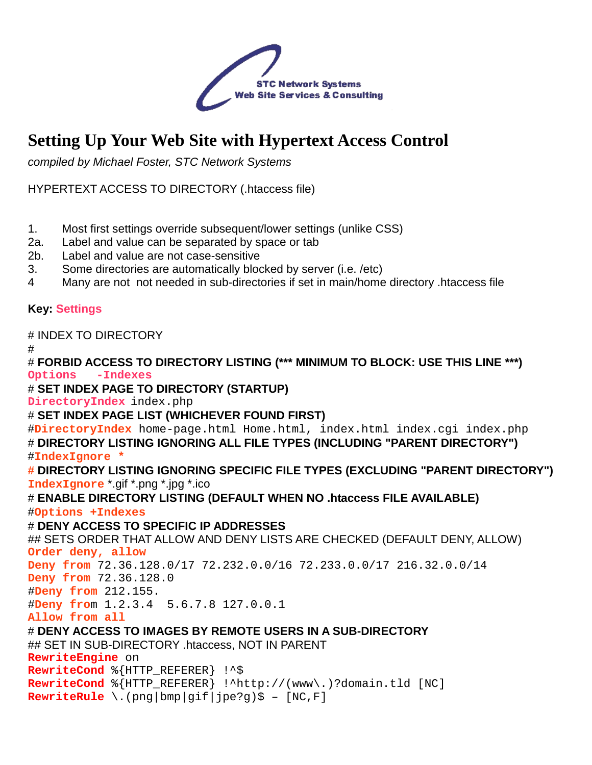STC Network Systems
Web Site Services & Consulting

# Setting Up Your Web Site with Hypertext Access Control

*compiled by Michael Foster, STC Network Systems*

HYPERTEXT ACCESS TO DIRECTORY (.htaccess file)

1. Most first settings override subsequent/lower settings (unlike CSS)
2a. Label and value can be separated by space or tab
2b. Label and value are not case-sensitive
3. Some directories are automatically blocked by server (i.e. /etc)
4 Many are not not needed in sub-directories if set in main/home directory .htaccess file

**Key: Settings**

```
# INDEX TO DIRECTORY
#
# FORBID ACCESS TO DIRECTORY LISTING (*** MINIMUM TO BLOCK: USE THIS LINE ***)
Options   -Indexes
# SET INDEX PAGE TO DIRECTORY (STARTUP)
DirectoryIndex index.php
# SET INDEX PAGE LIST (WHICHEVER FOUND FIRST)
#DirectoryIndex home-page.html Home.html, index.html index.cgi index.php
# DIRECTORY LISTING IGNORING ALL FILE TYPES (INCLUDING "PARENT DIRECTORY")
#IndexIgnore *
# DIRECTORY LISTING IGNORING SPECIFIC FILE TYPES (EXCLUDING "PARENT DIRECTORY")
IndexIgnore *.gif *.png *.jpg *.ico
# ENABLE DIRECTORY LISTING (DEFAULT WHEN NO .htaccess FILE AVAILABLE)
#Options +Indexes
# DENY ACCESS TO SPECIFIC IP ADDRESSES
## SETS ORDER THAT ALLOW AND DENY LISTS ARE CHECKED (DEFAULT DENY, ALLOW)
Order deny, allow
Deny from 72.36.128.0/17 72.232.0.0/16 72.233.0.0/17 216.32.0.0/14
Deny from 72.36.128.0
#Deny from 212.155.
#Deny from 1.2.3.4  5.6.7.8 127.0.0.1
Allow from all
# DENY ACCESS TO IMAGES BY REMOTE USERS IN A SUB-DIRECTORY
## SET IN SUB-DIRECTORY .htaccess, NOT IN PARENT
RewriteEngine on
RewriteCond %{HTTP_REFERER} !^$
RewriteCond %{HTTP_REFERER} !^http://(www\.)?domain.tld [NC]
RewriteRule \.(png|bmp|gif|jpe?g)$ – [NC,F]
```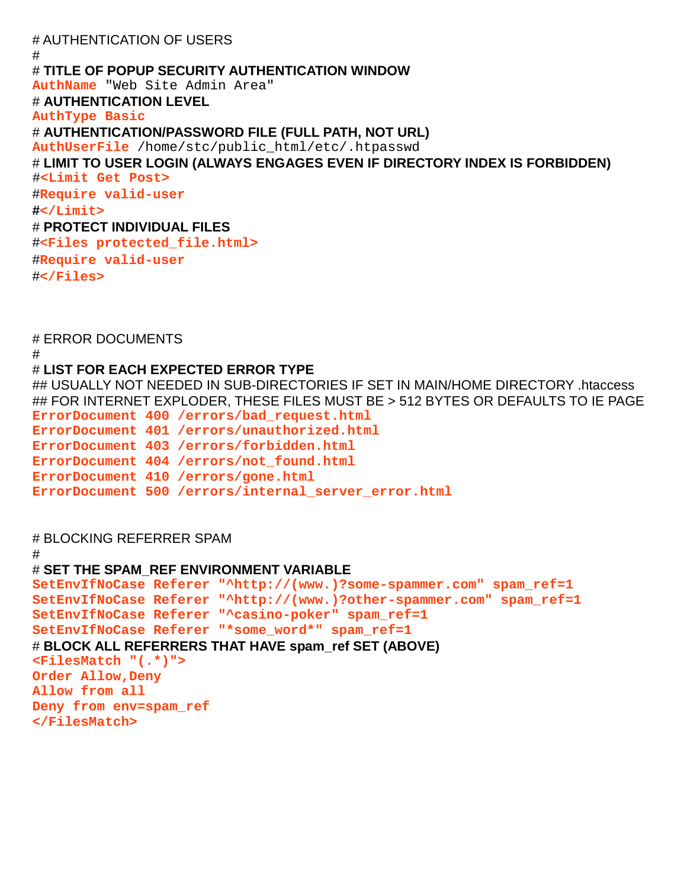```
# AUTHENTICATION OF USERS
#
# TITLE OF POPUP SECURITY AUTHENTICATION WINDOW
AuthName "Web Site Admin Area"
# AUTHENTICATION LEVEL
AuthType Basic
# AUTHENTICATION/PASSWORD FILE (FULL PATH, NOT URL)
AuthUserFile /home/stc/public_html/etc/.htpasswd
# LIMIT TO USER LOGIN (ALWAYS ENGAGES EVEN IF DIRECTORY INDEX IS FORBIDDEN)
#<Limit Get Post>
#Require valid-user
#</Limit>
# PROTECT INDIVIDUAL FILES
#<Files protected_file.html>
#Require valid-user
#</Files>



# ERROR DOCUMENTS
#
# LIST FOR EACH EXPECTED ERROR TYPE
## USUALLY NOT NEEDED IN SUB-DIRECTORIES IF SET IN MAIN/HOME DIRECTORY .htaccess
## FOR INTERNET EXPLODER, THESE FILES MUST BE > 512 BYTES OR DEFAULTS TO IE PAGE
ErrorDocument 400 /errors/bad_request.html
ErrorDocument 401 /errors/unauthorized.html
ErrorDocument 403 /errors/forbidden.html
ErrorDocument 404 /errors/not_found.html
ErrorDocument 410 /errors/gone.html
ErrorDocument 500 /errors/internal_server_error.html


# BLOCKING REFERRER SPAM
#
# SET THE SPAM_REF ENVIRONMENT VARIABLE
SetEnvIfNoCase Referer "^http://(www.)?some-spammer.com" spam_ref=1
SetEnvIfNoCase Referer "^http://(www.)?other-spammer.com" spam_ref=1
SetEnvIfNoCase Referer "^casino-poker" spam_ref=1
SetEnvIfNoCase Referer "*some_word*" spam_ref=1
# BLOCK ALL REFERRERS THAT HAVE spam_ref SET (ABOVE)
<FilesMatch "(.*)">
Order Allow,Deny
Allow from all
Deny from env=spam_ref
</FilesMatch>
```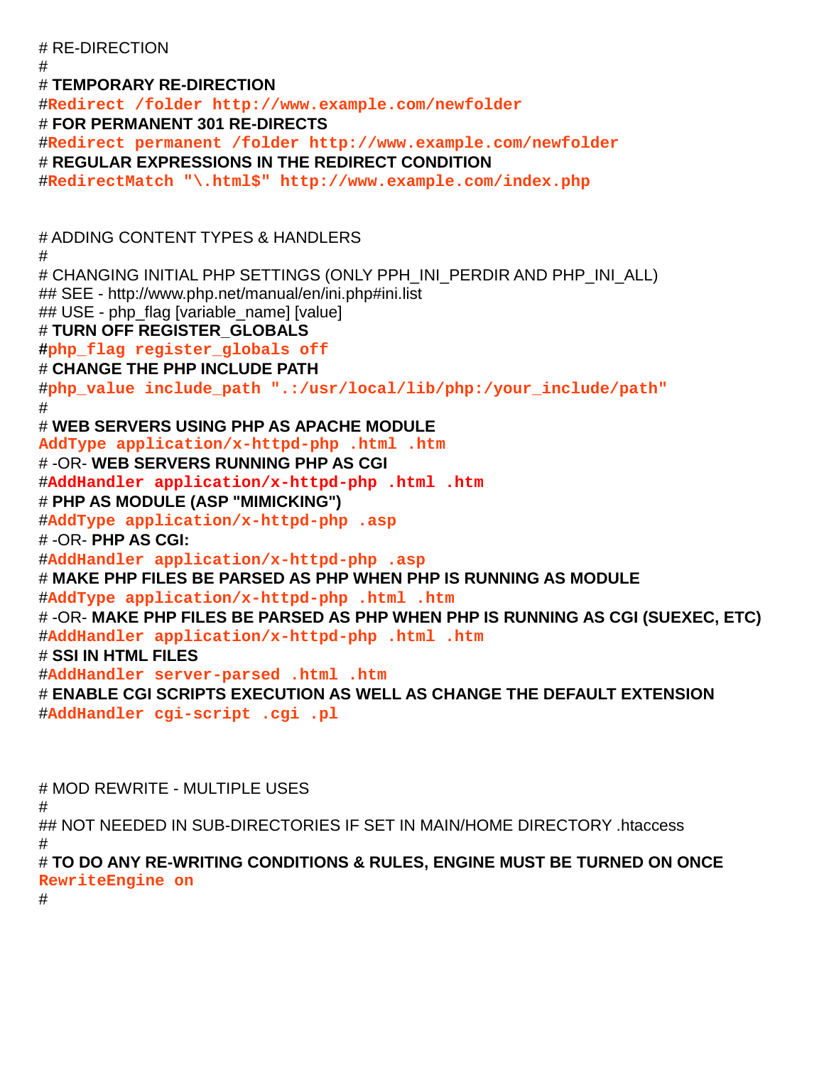```
# RE-DIRECTION
#
# TEMPORARY RE-DIRECTION
#Redirect /folder http://www.example.com/newfolder
# FOR PERMANENT 301 RE-DIRECTS
#Redirect permanent /folder http://www.example.com/newfolder
# REGULAR EXPRESSIONS IN THE REDIRECT CONDITION
#RedirectMatch "\.html$" http://www.example.com/index.php


# ADDING CONTENT TYPES & HANDLERS
#
# CHANGING INITIAL PHP SETTINGS (ONLY PPH_INI_PERDIR AND PHP_INI_ALL)
## SEE - http://www.php.net/manual/en/ini.php#ini.list
## USE - php_flag [variable_name] [value]
# TURN OFF REGISTER_GLOBALS
#php_flag register_globals off
# CHANGE THE PHP INCLUDE PATH
#php_value include_path ".:/usr/local/lib/php:/your_include/path"
#
# WEB SERVERS USING PHP AS APACHE MODULE
AddType application/x-httpd-php .html .htm
# -OR- WEB SERVERS RUNNING PHP AS CGI
#AddHandler application/x-httpd-php .html .htm
# PHP AS MODULE (ASP "MIMICKING")
#AddType application/x-httpd-php .asp
# -OR- PHP AS CGI:
#AddHandler application/x-httpd-php .asp
# MAKE PHP FILES BE PARSED AS PHP WHEN PHP IS RUNNING AS MODULE
#AddType application/x-httpd-php .html .htm
# -OR- MAKE PHP FILES BE PARSED AS PHP WHEN PHP IS RUNNING AS CGI (SUEXEC, ETC)
#AddHandler application/x-httpd-php .html .htm
# SSI IN HTML FILES
#AddHandler server-parsed .html .htm
# ENABLE CGI SCRIPTS EXECUTION AS WELL AS CHANGE THE DEFAULT EXTENSION
#AddHandler cgi-script .cgi .pl



# MOD REWRITE - MULTIPLE USES
#
## NOT NEEDED IN SUB-DIRECTORIES IF SET IN MAIN/HOME DIRECTORY .htaccess
#
# TO DO ANY RE-WRITING CONDITIONS & RULES, ENGINE MUST BE TURNED ON ONCE
RewriteEngine on
#
```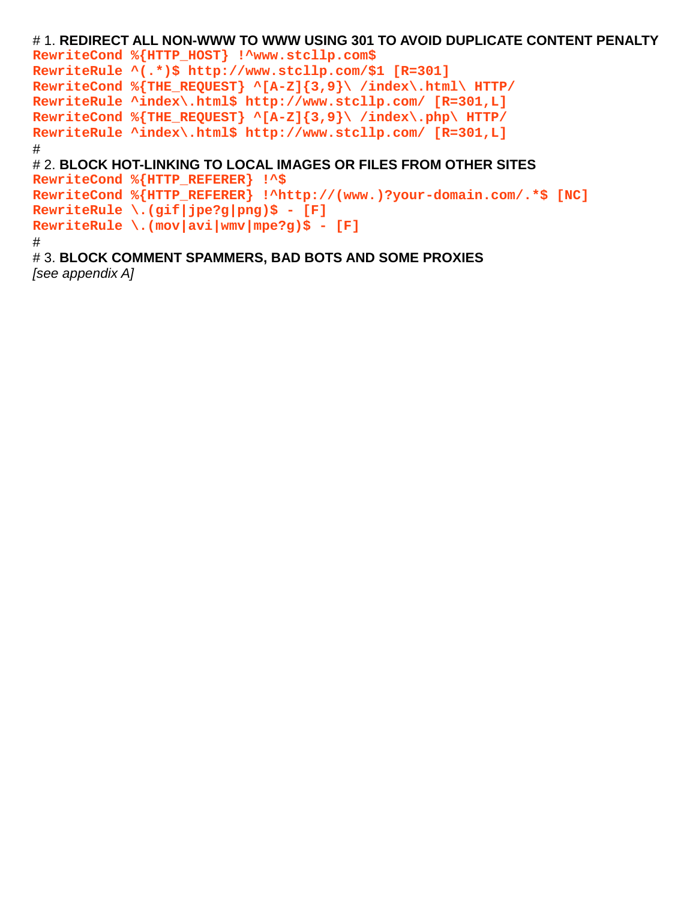# 1. **REDIRECT ALL NON-WWW TO WWW USING 301 TO AVOID DUPLICATE CONTENT PENALTY**

```
RewriteCond %{HTTP_HOST} !^www.stcllp.com$
RewriteRule ^(.*)$ http://www.stcllp.com/$1 [R=301]
RewriteCond %{THE_REQUEST} ^[A-Z]{3,9}\ /index\.html\ HTTP/
RewriteRule ^index\.html$ http://www.stcllp.com/ [R=301,L]
RewriteCond %{THE_REQUEST} ^[A-Z]{3,9}\ /index\.php\ HTTP/
RewriteRule ^index\.html$ http://www.stcllp.com/ [R=301,L]
```

#

# 2. **BLOCK HOT-LINKING TO LOCAL IMAGES OR FILES FROM OTHER SITES**

```
RewriteCond %{HTTP_REFERER} !^$
RewriteCond %{HTTP_REFERER} !^http://(www.)?your-domain.com/.*$ [NC]
RewriteRule \.(gif|jpe?g|png)$ - [F]
RewriteRule \.(mov|avi|wmv|mpe?g)$ - [F]
```

#

# 3. **BLOCK COMMENT SPAMMERS, BAD BOTS AND SOME PROXIES**

*[see appendix A]*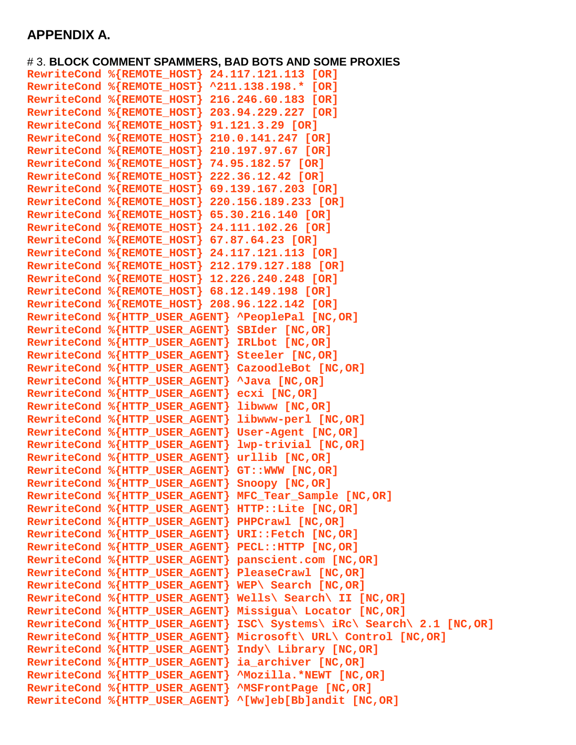## APPENDIX A.

# 3. **BLOCK COMMENT SPAMMERS, BAD BOTS AND SOME PROXIES**

```
RewriteCond %{REMOTE_HOST} 24.117.121.113 [OR]
RewriteCond %{REMOTE_HOST} ^211.138.198.* [OR]
RewriteCond %{REMOTE_HOST} 216.246.60.183 [OR]
RewriteCond %{REMOTE_HOST} 203.94.229.227 [OR]
RewriteCond %{REMOTE_HOST} 91.121.3.29 [OR]
RewriteCond %{REMOTE_HOST} 210.0.141.247 [OR]
RewriteCond %{REMOTE_HOST} 210.197.97.67 [OR]
RewriteCond %{REMOTE_HOST} 74.95.182.57 [OR]
RewriteCond %{REMOTE_HOST} 222.36.12.42 [OR]
RewriteCond %{REMOTE_HOST} 69.139.167.203 [OR]
RewriteCond %{REMOTE_HOST} 220.156.189.233 [OR]
RewriteCond %{REMOTE_HOST} 65.30.216.140 [OR]
RewriteCond %{REMOTE_HOST} 24.111.102.26 [OR]
RewriteCond %{REMOTE_HOST} 67.87.64.23 [OR]
RewriteCond %{REMOTE_HOST} 24.117.121.113 [OR]
RewriteCond %{REMOTE_HOST} 212.179.127.188 [OR]
RewriteCond %{REMOTE_HOST} 12.226.240.248 [OR]
RewriteCond %{REMOTE_HOST} 68.12.149.198 [OR]
RewriteCond %{REMOTE_HOST} 208.96.122.142 [OR]
RewriteCond %{HTTP_USER_AGENT} ^PeoplePal [NC,OR]
RewriteCond %{HTTP_USER_AGENT} SBIder [NC,OR]
RewriteCond %{HTTP_USER_AGENT} IRLbot [NC,OR]
RewriteCond %{HTTP_USER_AGENT} Steeler [NC,OR]
RewriteCond %{HTTP_USER_AGENT} CazoodleBot [NC,OR]
RewriteCond %{HTTP_USER_AGENT} ^Java [NC,OR]
RewriteCond %{HTTP_USER_AGENT} ecxi [NC,OR]
RewriteCond %{HTTP_USER_AGENT} libwww [NC,OR]
RewriteCond %{HTTP_USER_AGENT} libwww-perl [NC,OR]
RewriteCond %{HTTP_USER_AGENT} User-Agent [NC,OR]
RewriteCond %{HTTP_USER_AGENT} lwp-trivial [NC,OR]
RewriteCond %{HTTP_USER_AGENT} urllib [NC,OR]
RewriteCond %{HTTP_USER_AGENT} GT::WWW [NC,OR]
RewriteCond %{HTTP_USER_AGENT} Snoopy [NC,OR]
RewriteCond %{HTTP_USER_AGENT} MFC_Tear_Sample [NC,OR]
RewriteCond %{HTTP_USER_AGENT} HTTP::Lite [NC,OR]
RewriteCond %{HTTP_USER_AGENT} PHPCrawl [NC,OR]
RewriteCond %{HTTP_USER_AGENT} URI::Fetch [NC,OR]
RewriteCond %{HTTP_USER_AGENT} PECL::HTTP [NC,OR]
RewriteCond %{HTTP_USER_AGENT} panscient.com [NC,OR]
RewriteCond %{HTTP_USER_AGENT} PleaseCrawl [NC,OR]
RewriteCond %{HTTP_USER_AGENT} WEP\ Search [NC,OR]
RewriteCond %{HTTP_USER_AGENT} Wells\ Search\ II [NC,OR]
RewriteCond %{HTTP_USER_AGENT} Missigua\ Locator [NC,OR]
RewriteCond %{HTTP_USER_AGENT} ISC\ Systems\ iRc\ Search\ 2.1 [NC,OR]
RewriteCond %{HTTP_USER_AGENT} Microsoft\ URL\ Control [NC,OR]
RewriteCond %{HTTP_USER_AGENT} Indy\ Library [NC,OR]
RewriteCond %{HTTP_USER_AGENT} ia_archiver [NC,OR]
RewriteCond %{HTTP_USER_AGENT} ^Mozilla.*NEWT [NC,OR]
RewriteCond %{HTTP_USER_AGENT} ^MSFrontPage [NC,OR]
RewriteCond %{HTTP_USER_AGENT} ^[Ww]eb[Bb]andit [NC,OR]
```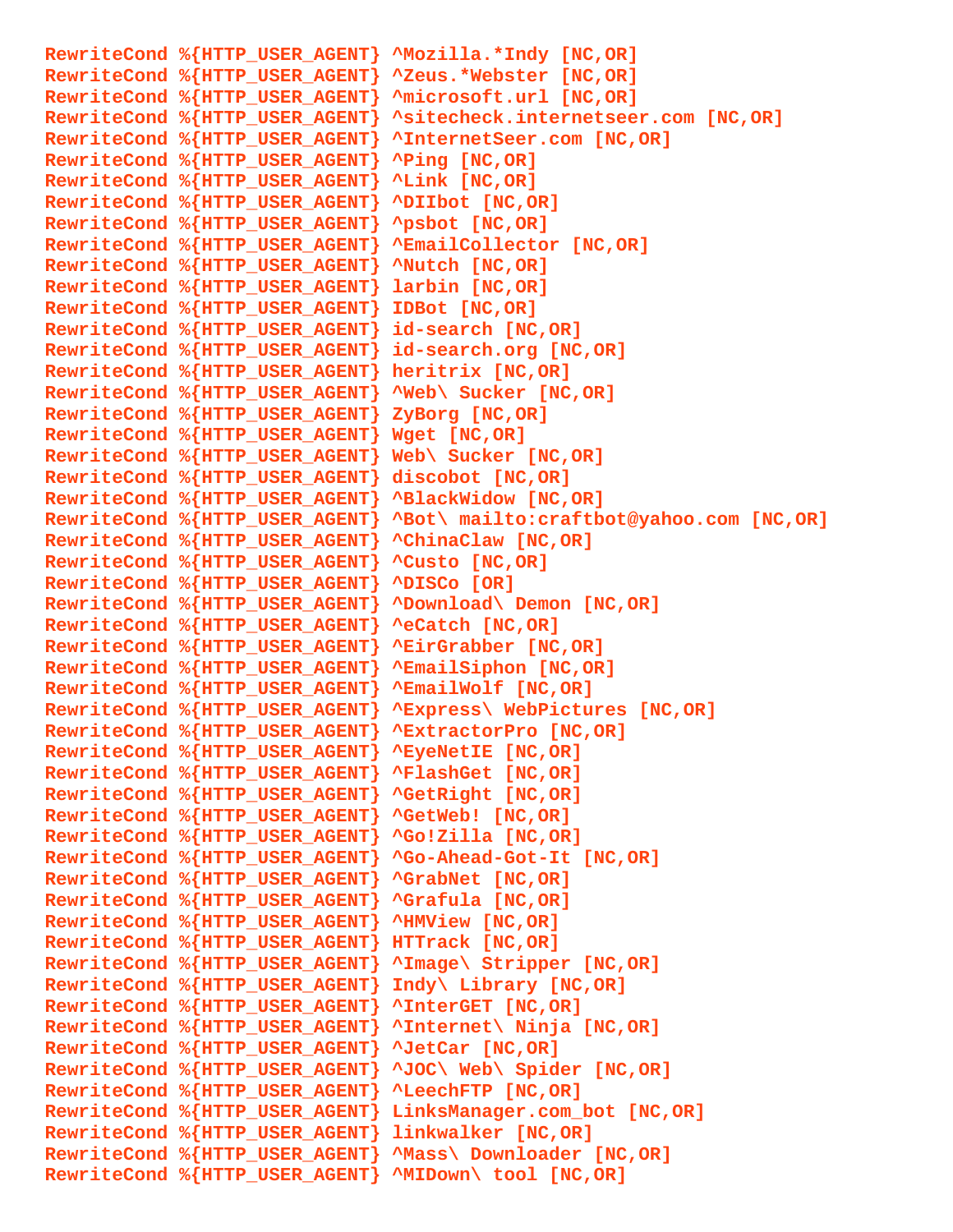```
RewriteCond %{HTTP_USER_AGENT} ^Mozilla.*Indy [NC,OR]
RewriteCond %{HTTP_USER_AGENT} ^Zeus.*Webster [NC,OR]
RewriteCond %{HTTP_USER_AGENT} ^microsoft.url [NC,OR]
RewriteCond %{HTTP_USER_AGENT} ^sitecheck.internetseer.com [NC,OR]
RewriteCond %{HTTP_USER_AGENT} ^InternetSeer.com [NC,OR]
RewriteCond %{HTTP_USER_AGENT} ^Ping [NC,OR]
RewriteCond %{HTTP_USER_AGENT} ^Link [NC,OR]
RewriteCond %{HTTP_USER_AGENT} ^DIIbot [NC,OR]
RewriteCond %{HTTP_USER_AGENT} ^psbot [NC,OR]
RewriteCond %{HTTP_USER_AGENT} ^EmailCollector [NC,OR]
RewriteCond %{HTTP_USER_AGENT} ^Nutch [NC,OR]
RewriteCond %{HTTP_USER_AGENT} larbin [NC,OR]
RewriteCond %{HTTP_USER_AGENT} IDBot [NC,OR]
RewriteCond %{HTTP_USER_AGENT} id-search [NC,OR]
RewriteCond %{HTTP_USER_AGENT} id-search.org [NC,OR]
RewriteCond %{HTTP_USER_AGENT} heritrix [NC,OR]
RewriteCond %{HTTP_USER_AGENT} ^Web\ Sucker [NC,OR]
RewriteCond %{HTTP_USER_AGENT} ZyBorg [NC,OR]
RewriteCond %{HTTP_USER_AGENT} Wget [NC,OR]
RewriteCond %{HTTP_USER_AGENT} Web\ Sucker [NC,OR]
RewriteCond %{HTTP_USER_AGENT} discobot [NC,OR]
RewriteCond %{HTTP_USER_AGENT} ^BlackWidow [NC,OR]
RewriteCond %{HTTP_USER_AGENT} ^Bot\ mailto:craftbot@yahoo.com [NC,OR]
RewriteCond %{HTTP_USER_AGENT} ^ChinaClaw [NC,OR]
RewriteCond %{HTTP_USER_AGENT} ^Custo [NC,OR]
RewriteCond %{HTTP_USER_AGENT} ^DISCo [OR]
RewriteCond %{HTTP_USER_AGENT} ^Download\ Demon [NC,OR]
RewriteCond %{HTTP_USER_AGENT} ^eCatch [NC,OR]
RewriteCond %{HTTP_USER_AGENT} ^EirGrabber [NC,OR]
RewriteCond %{HTTP_USER_AGENT} ^EmailSiphon [NC,OR]
RewriteCond %{HTTP_USER_AGENT} ^EmailWolf [NC,OR]
RewriteCond %{HTTP_USER_AGENT} ^Express\ WebPictures [NC,OR]
RewriteCond %{HTTP_USER_AGENT} ^ExtractorPro [NC,OR]
RewriteCond %{HTTP_USER_AGENT} ^EyeNetIE [NC,OR]
RewriteCond %{HTTP_USER_AGENT} ^FlashGet [NC,OR]
RewriteCond %{HTTP_USER_AGENT} ^GetRight [NC,OR]
RewriteCond %{HTTP_USER_AGENT} ^GetWeb! [NC,OR]
RewriteCond %{HTTP_USER_AGENT} ^Go!Zilla [NC,OR]
RewriteCond %{HTTP_USER_AGENT} ^Go-Ahead-Got-It [NC,OR]
RewriteCond %{HTTP_USER_AGENT} ^GrabNet [NC,OR]
RewriteCond %{HTTP_USER_AGENT} ^Grafula [NC,OR]
RewriteCond %{HTTP_USER_AGENT} ^HMView [NC,OR]
RewriteCond %{HTTP_USER_AGENT} HTTrack [NC,OR]
RewriteCond %{HTTP_USER_AGENT} ^Image\ Stripper [NC,OR]
RewriteCond %{HTTP_USER_AGENT} Indy\ Library [NC,OR]
RewriteCond %{HTTP_USER_AGENT} ^InterGET [NC,OR]
RewriteCond %{HTTP_USER_AGENT} ^Internet\ Ninja [NC,OR]
RewriteCond %{HTTP_USER_AGENT} ^JetCar [NC,OR]
RewriteCond %{HTTP_USER_AGENT} ^JOC\ Web\ Spider [NC,OR]
RewriteCond %{HTTP_USER_AGENT} ^LeechFTP [NC,OR]
RewriteCond %{HTTP_USER_AGENT} LinksManager.com_bot [NC,OR]
RewriteCond %{HTTP_USER_AGENT} linkwalker [NC,OR]
RewriteCond %{HTTP_USER_AGENT} ^Mass\ Downloader [NC,OR]
RewriteCond %{HTTP_USER_AGENT} ^MIDown\ tool [NC,OR]
```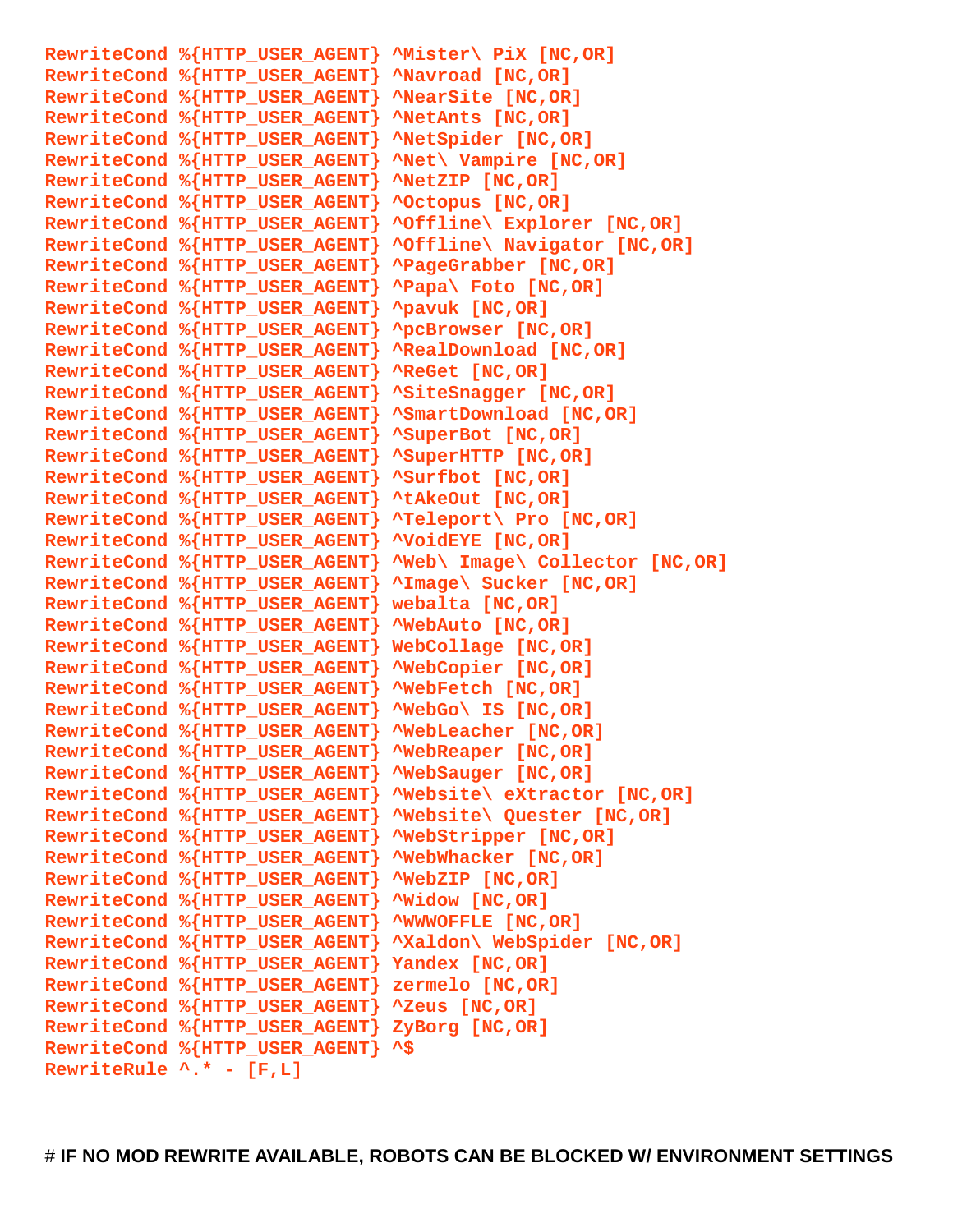```
RewriteCond %{HTTP_USER_AGENT} ^Mister\ PiX [NC,OR]
RewriteCond %{HTTP_USER_AGENT} ^Navroad [NC,OR]
RewriteCond %{HTTP_USER_AGENT} ^NearSite [NC,OR]
RewriteCond %{HTTP_USER_AGENT} ^NetAnts [NC,OR]
RewriteCond %{HTTP_USER_AGENT} ^NetSpider [NC,OR]
RewriteCond %{HTTP_USER_AGENT} ^Net\ Vampire [NC,OR]
RewriteCond %{HTTP_USER_AGENT} ^NetZIP [NC,OR]
RewriteCond %{HTTP_USER_AGENT} ^Octopus [NC,OR]
RewriteCond %{HTTP_USER_AGENT} ^Offline\ Explorer [NC,OR]
RewriteCond %{HTTP_USER_AGENT} ^Offline\ Navigator [NC,OR]
RewriteCond %{HTTP_USER_AGENT} ^PageGrabber [NC,OR]
RewriteCond %{HTTP_USER_AGENT} ^Papa\ Foto [NC,OR]
RewriteCond %{HTTP_USER_AGENT} ^pavuk [NC,OR]
RewriteCond %{HTTP_USER_AGENT} ^pcBrowser [NC,OR]
RewriteCond %{HTTP_USER_AGENT} ^RealDownload [NC,OR]
RewriteCond %{HTTP_USER_AGENT} ^ReGet [NC,OR]
RewriteCond %{HTTP_USER_AGENT} ^SiteSnagger [NC,OR]
RewriteCond %{HTTP_USER_AGENT} ^SmartDownload [NC,OR]
RewriteCond %{HTTP_USER_AGENT} ^SuperBot [NC,OR]
RewriteCond %{HTTP_USER_AGENT} ^SuperHTTP [NC,OR]
RewriteCond %{HTTP_USER_AGENT} ^Surfbot [NC,OR]
RewriteCond %{HTTP_USER_AGENT} ^tAkeOut [NC,OR]
RewriteCond %{HTTP_USER_AGENT} ^Teleport\ Pro [NC,OR]
RewriteCond %{HTTP_USER_AGENT} ^VoidEYE [NC,OR]
RewriteCond %{HTTP_USER_AGENT} ^Web\ Image\ Collector [NC,OR]
RewriteCond %{HTTP_USER_AGENT} ^Image\ Sucker [NC,OR]
RewriteCond %{HTTP_USER_AGENT} webalta [NC,OR]
RewriteCond %{HTTP_USER_AGENT} ^WebAuto [NC,OR]
RewriteCond %{HTTP_USER_AGENT} WebCollage [NC,OR]
RewriteCond %{HTTP_USER_AGENT} ^WebCopier [NC,OR]
RewriteCond %{HTTP_USER_AGENT} ^WebFetch [NC,OR]
RewriteCond %{HTTP_USER_AGENT} ^WebGo\ IS [NC,OR]
RewriteCond %{HTTP_USER_AGENT} ^WebLeacher [NC,OR]
RewriteCond %{HTTP_USER_AGENT} ^WebReaper [NC,OR]
RewriteCond %{HTTP_USER_AGENT} ^WebSauger [NC,OR]
RewriteCond %{HTTP_USER_AGENT} ^Website\ eXtractor [NC,OR]
RewriteCond %{HTTP_USER_AGENT} ^Website\ Quester [NC,OR]
RewriteCond %{HTTP_USER_AGENT} ^WebStripper [NC,OR]
RewriteCond %{HTTP_USER_AGENT} ^WebWhacker [NC,OR]
RewriteCond %{HTTP_USER_AGENT} ^WebZIP [NC,OR]
RewriteCond %{HTTP_USER_AGENT} ^Widow [NC,OR]
RewriteCond %{HTTP_USER_AGENT} ^WWWOFFLE [NC,OR]
RewriteCond %{HTTP_USER_AGENT} ^Xaldon\ WebSpider [NC,OR]
RewriteCond %{HTTP_USER_AGENT} Yandex [NC,OR]
RewriteCond %{HTTP_USER_AGENT} zermelo [NC,OR]
RewriteCond %{HTTP_USER_AGENT} ^Zeus [NC,OR]
RewriteCond %{HTTP_USER_AGENT} ZyBorg [NC,OR]
RewriteCond %{HTTP_USER_AGENT} ^$
RewriteRule ^.* - [F,L]
```

# **IF NO MOD REWRITE AVAILABLE, ROBOTS CAN BE BLOCKED W/ ENVIRONMENT SETTINGS**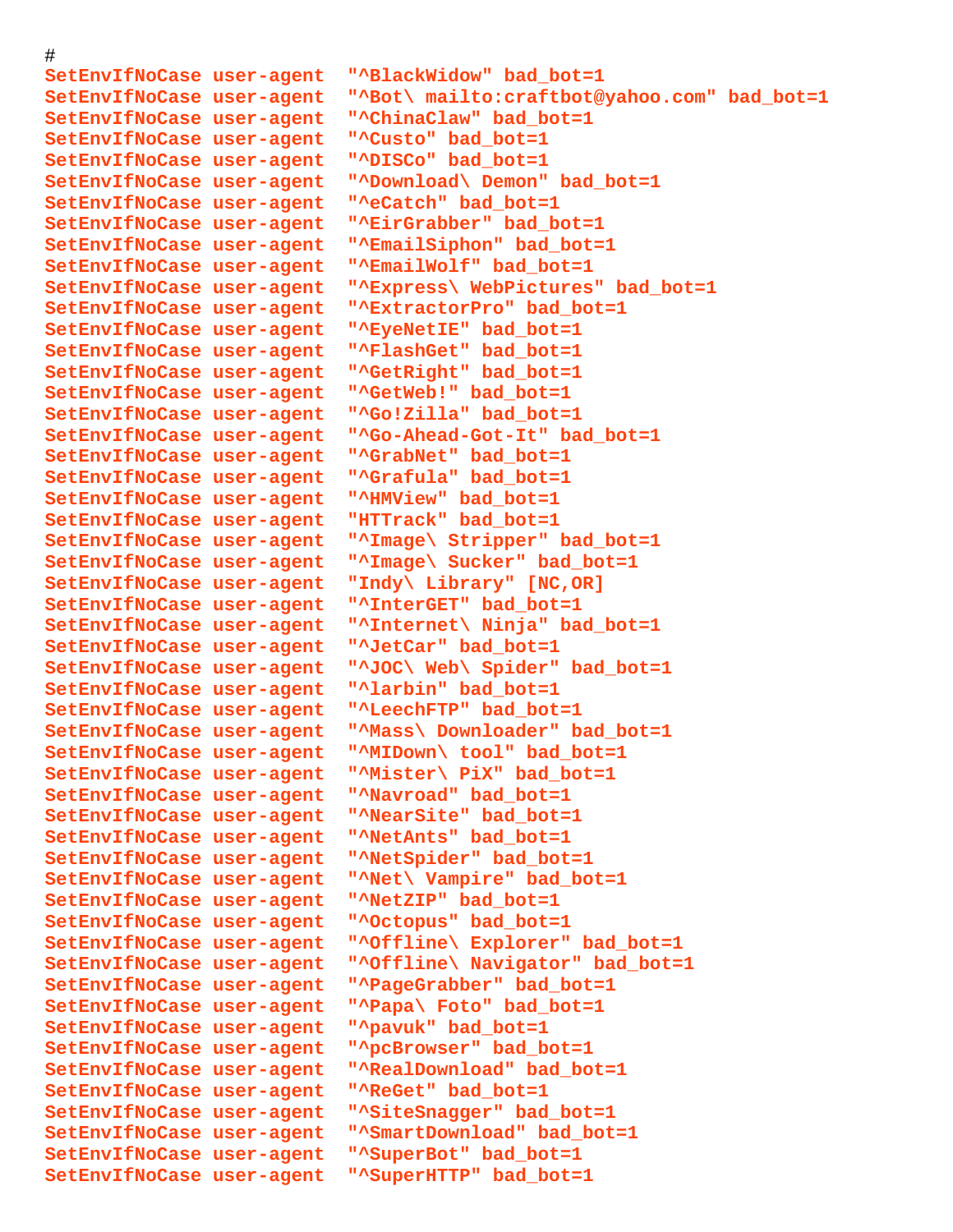```
#
SetEnvIfNoCase user-agent  "^BlackWidow" bad_bot=1
SetEnvIfNoCase user-agent  "^Bot\ mailto:craftbot@yahoo.com" bad_bot=1
SetEnvIfNoCase user-agent  "^ChinaClaw" bad_bot=1
SetEnvIfNoCase user-agent  "^Custo" bad_bot=1
SetEnvIfNoCase user-agent  "^DISCo" bad_bot=1
SetEnvIfNoCase user-agent  "^Download\ Demon" bad_bot=1
SetEnvIfNoCase user-agent  "^eCatch" bad_bot=1
SetEnvIfNoCase user-agent  "^EirGrabber" bad_bot=1
SetEnvIfNoCase user-agent  "^EmailSiphon" bad_bot=1
SetEnvIfNoCase user-agent  "^EmailWolf" bad_bot=1
SetEnvIfNoCase user-agent  "^Express\ WebPictures" bad_bot=1
SetEnvIfNoCase user-agent  "^ExtractorPro" bad_bot=1
SetEnvIfNoCase user-agent  "^EyeNetIE" bad_bot=1
SetEnvIfNoCase user-agent  "^FlashGet" bad_bot=1
SetEnvIfNoCase user-agent  "^GetRight" bad_bot=1
SetEnvIfNoCase user-agent  "^GetWeb!" bad_bot=1
SetEnvIfNoCase user-agent  "^Go!Zilla" bad_bot=1
SetEnvIfNoCase user-agent  "^Go-Ahead-Got-It" bad_bot=1
SetEnvIfNoCase user-agent  "^GrabNet" bad_bot=1
SetEnvIfNoCase user-agent  "^Grafula" bad_bot=1
SetEnvIfNoCase user-agent  "^HMView" bad_bot=1
SetEnvIfNoCase user-agent  "HTTrack" bad_bot=1
SetEnvIfNoCase user-agent  "^Image\ Stripper" bad_bot=1
SetEnvIfNoCase user-agent  "^Image\ Sucker" bad_bot=1
SetEnvIfNoCase user-agent  "Indy\ Library" [NC,OR]
SetEnvIfNoCase user-agent  "^InterGET" bad_bot=1
SetEnvIfNoCase user-agent  "^Internet\ Ninja" bad_bot=1
SetEnvIfNoCase user-agent  "^JetCar" bad_bot=1
SetEnvIfNoCase user-agent  "^JOC\ Web\ Spider" bad_bot=1
SetEnvIfNoCase user-agent  "^larbin" bad_bot=1
SetEnvIfNoCase user-agent  "^LeechFTP" bad_bot=1
SetEnvIfNoCase user-agent  "^Mass\ Downloader" bad_bot=1
SetEnvIfNoCase user-agent  "^MIDown\ tool" bad_bot=1
SetEnvIfNoCase user-agent  "^Mister\ PiX" bad_bot=1
SetEnvIfNoCase user-agent  "^Navroad" bad_bot=1
SetEnvIfNoCase user-agent  "^NearSite" bad_bot=1
SetEnvIfNoCase user-agent  "^NetAnts" bad_bot=1
SetEnvIfNoCase user-agent  "^NetSpider" bad_bot=1
SetEnvIfNoCase user-agent  "^Net\ Vampire" bad_bot=1
SetEnvIfNoCase user-agent  "^NetZIP" bad_bot=1
SetEnvIfNoCase user-agent  "^Octopus" bad_bot=1
SetEnvIfNoCase user-agent  "^Offline\ Explorer" bad_bot=1
SetEnvIfNoCase user-agent  "^Offline\ Navigator" bad_bot=1
SetEnvIfNoCase user-agent  "^PageGrabber" bad_bot=1
SetEnvIfNoCase user-agent  "^Papa\ Foto" bad_bot=1
SetEnvIfNoCase user-agent  "^pavuk" bad_bot=1
SetEnvIfNoCase user-agent  "^pcBrowser" bad_bot=1
SetEnvIfNoCase user-agent  "^RealDownload" bad_bot=1
SetEnvIfNoCase user-agent  "^ReGet" bad_bot=1
SetEnvIfNoCase user-agent  "^SiteSnagger" bad_bot=1
SetEnvIfNoCase user-agent  "^SmartDownload" bad_bot=1
SetEnvIfNoCase user-agent  "^SuperBot" bad_bot=1
SetEnvIfNoCase user-agent  "^SuperHTTP" bad_bot=1
```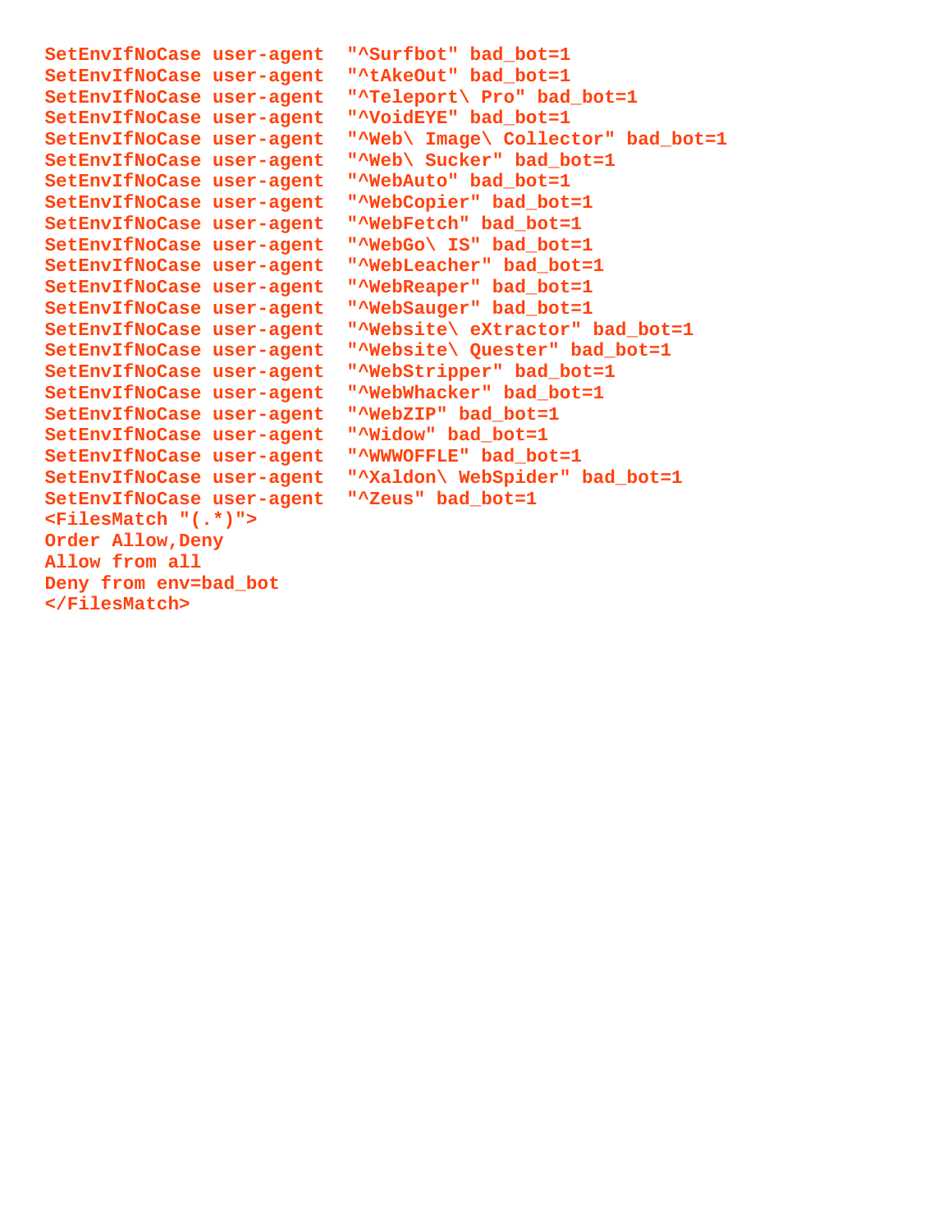```
SetEnvIfNoCase user-agent  "^Surfbot" bad_bot=1
SetEnvIfNoCase user-agent  "^tAkeOut" bad_bot=1
SetEnvIfNoCase user-agent  "^Teleport\ Pro" bad_bot=1
SetEnvIfNoCase user-agent  "^VoidEYE" bad_bot=1
SetEnvIfNoCase user-agent  "^Web\ Image\ Collector" bad_bot=1
SetEnvIfNoCase user-agent  "^Web\ Sucker" bad_bot=1
SetEnvIfNoCase user-agent  "^WebAuto" bad_bot=1
SetEnvIfNoCase user-agent  "^WebCopier" bad_bot=1
SetEnvIfNoCase user-agent  "^WebFetch" bad_bot=1
SetEnvIfNoCase user-agent  "^WebGo\ IS" bad_bot=1
SetEnvIfNoCase user-agent  "^WebLeacher" bad_bot=1
SetEnvIfNoCase user-agent  "^WebReaper" bad_bot=1
SetEnvIfNoCase user-agent  "^WebSauger" bad_bot=1
SetEnvIfNoCase user-agent  "^Website\ eXtractor" bad_bot=1
SetEnvIfNoCase user-agent  "^Website\ Quester" bad_bot=1
SetEnvIfNoCase user-agent  "^WebStripper" bad_bot=1
SetEnvIfNoCase user-agent  "^WebWhacker" bad_bot=1
SetEnvIfNoCase user-agent  "^WebZIP" bad_bot=1
SetEnvIfNoCase user-agent  "^Widow" bad_bot=1
SetEnvIfNoCase user-agent  "^WWWOFFLE" bad_bot=1
SetEnvIfNoCase user-agent  "^Xaldon\ WebSpider" bad_bot=1
SetEnvIfNoCase user-agent  "^Zeus" bad_bot=1
<FilesMatch "(.*)">
Order Allow,Deny
Allow from all
Deny from env=bad_bot
</FilesMatch>
```